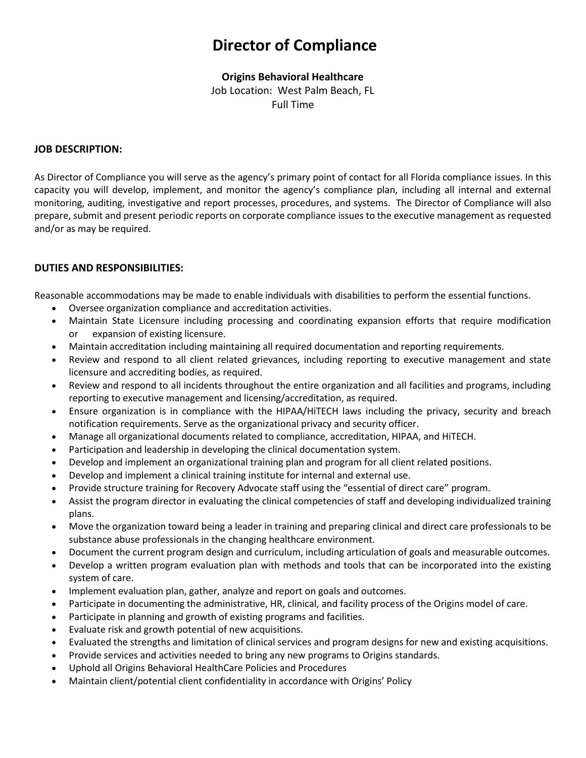# Director of Compliance

**Origins Behavioral Healthcare**
Job Location: West Palm Beach, FL
Full Time

## JOB DESCRIPTION:

As Director of Compliance you will serve as the agency's primary point of contact for all Florida compliance issues. In this capacity you will develop, implement, and monitor the agency's compliance plan, including all internal and external monitoring, auditing, investigative and report processes, procedures, and systems. The Director of Compliance will also prepare, submit and present periodic reports on corporate compliance issues to the executive management as requested and/or as may be required.

## DUTIES AND RESPONSIBILITIES:

Reasonable accommodations may be made to enable individuals with disabilities to perform the essential functions.

- Oversee organization compliance and accreditation activities.
- Maintain State Licensure including processing and coordinating expansion efforts that require modification or expansion of existing licensure.
- Maintain accreditation including maintaining all required documentation and reporting requirements.
- Review and respond to all client related grievances, including reporting to executive management and state licensure and accrediting bodies, as required.
- Review and respond to all incidents throughout the entire organization and all facilities and programs, including reporting to executive management and licensing/accreditation, as required.
- Ensure organization is in compliance with the HIPAA/HiTECH laws including the privacy, security and breach notification requirements. Serve as the organizational privacy and security officer.
- Manage all organizational documents related to compliance, accreditation, HIPAA, and HiTECH.
- Participation and leadership in developing the clinical documentation system.
- Develop and implement an organizational training plan and program for all client related positions.
- Develop and implement a clinical training institute for internal and external use.
- Provide structure training for Recovery Advocate staff using the "essential of direct care" program.
- Assist the program director in evaluating the clinical competencies of staff and developing individualized training plans.
- Move the organization toward being a leader in training and preparing clinical and direct care professionals to be substance abuse professionals in the changing healthcare environment.
- Document the current program design and curriculum, including articulation of goals and measurable outcomes.
- Develop a written program evaluation plan with methods and tools that can be incorporated into the existing system of care.
- Implement evaluation plan, gather, analyze and report on goals and outcomes.
- Participate in documenting the administrative, HR, clinical, and facility process of the Origins model of care.
- Participate in planning and growth of existing programs and facilities.
- Evaluate risk and growth potential of new acquisitions.
- Evaluated the strengths and limitation of clinical services and program designs for new and existing acquisitions.
- Provide services and activities needed to bring any new programs to Origins standards.
- Uphold all Origins Behavioral HealthCare Policies and Procedures
- Maintain client/potential client confidentiality in accordance with Origins' Policy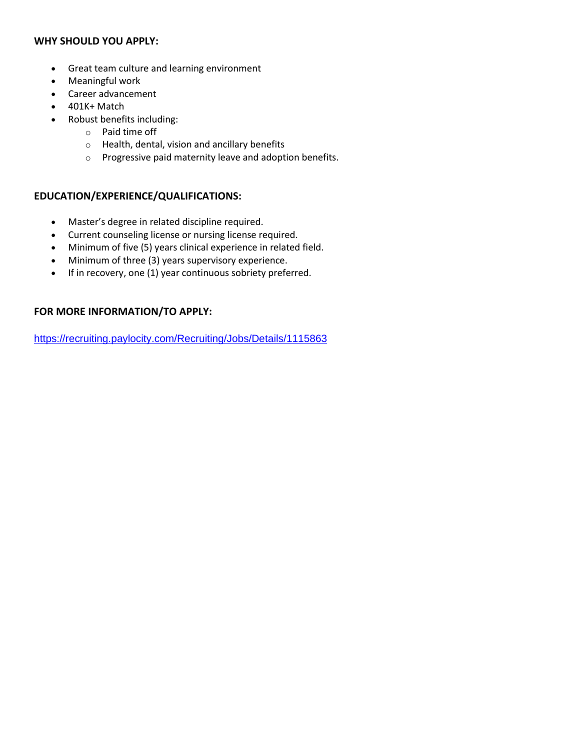**WHY SHOULD YOU APPLY:**

- Great team culture and learning environment
- Meaningful work
- Career advancement
- 401K+ Match
- Robust benefits including:
  - Paid time off
  - Health, dental, vision and ancillary benefits
  - Progressive paid maternity leave and adoption benefits.

**EDUCATION/EXPERIENCE/QUALIFICATIONS:**

- Master's degree in related discipline required.
- Current counseling license or nursing license required.
- Minimum of five (5) years clinical experience in related field.
- Minimum of three (3) years supervisory experience.
- If in recovery, one (1) year continuous sobriety preferred.

**FOR MORE INFORMATION/TO APPLY:**

https://recruiting.paylocity.com/Recruiting/Jobs/Details/1115863